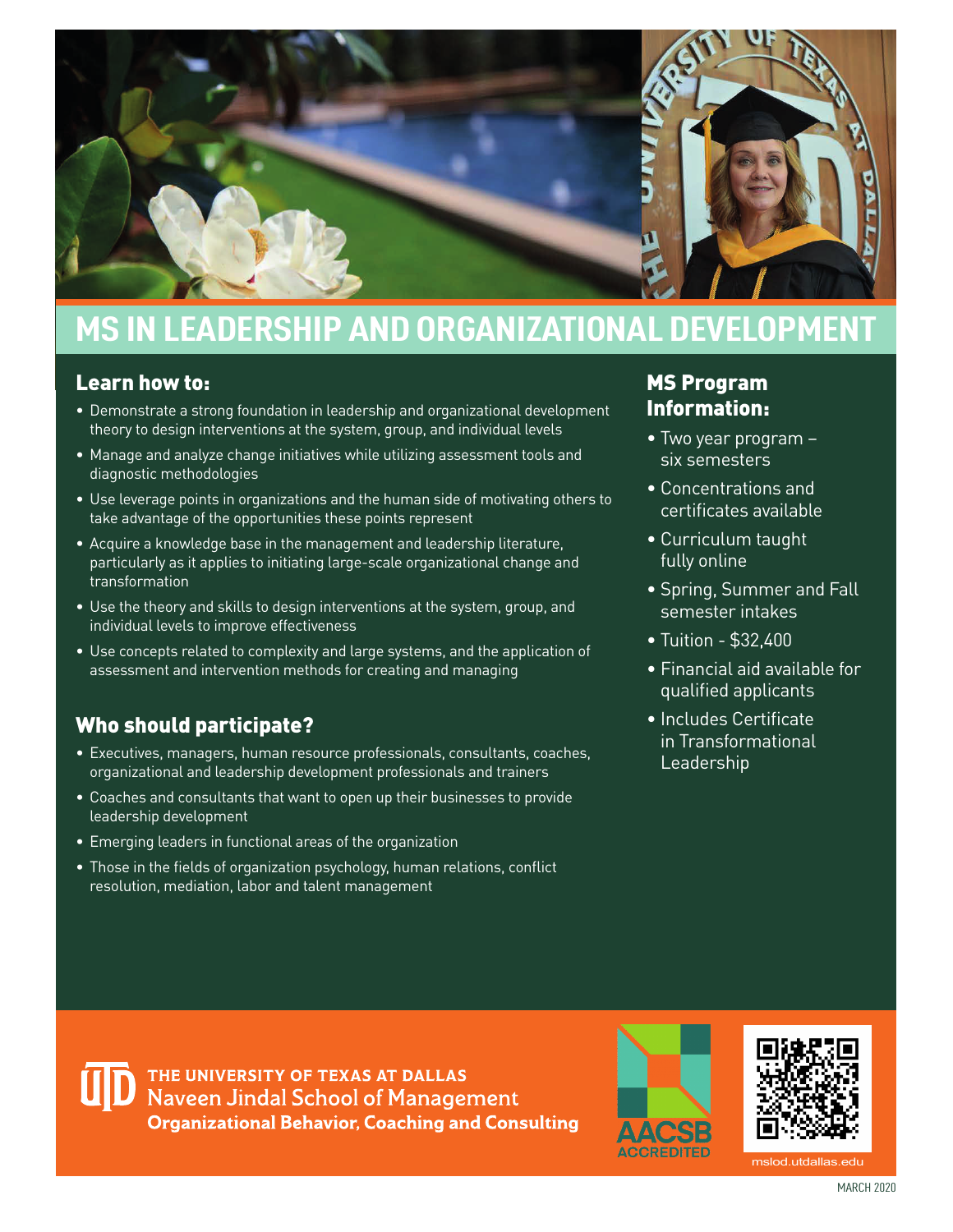# MS IN LEADERSHIP AND ORGANIZATIONAL DEVELOPMENT

## Learn how to:

- Demonstrate a strong foundation in leadership and organizational development theory to design interventions at the system, group, and individual levels
- Manage and analyze change initiatives while utilizing assessment tools and diagnostic methodologies
- Use leverage points in organizations and the human side of motivating others to take advantage of the opportunities these points represent
- Acquire a knowledge base in the management and leadership literature, particularly as it applies to initiating large-scale organizational change and transformation
- Use the theory and skills to design interventions at the system, group, and individual levels to improve effectiveness
- Use concepts related to complexity and large systems, and the application of assessment and intervention methods for creating and managing

## Who should participate?

- Executives, managers, human resource professionals, consultants, coaches, organizational and leadership development professionals and trainers
- Coaches and consultants that want to open up their businesses to provide leadership development
- Emerging leaders in functional areas of the organization
- Those in the fields of organization psychology, human relations, conflict resolution, mediation, labor and talent management

## MS Program Information:

- Two year program – six semesters
- Concentrations and certificates available
- Curriculum taught fully online
- Spring, Summer and Fall semester intakes
- Tuition - $32,400
- Financial aid available for qualified applicants
- Includes Certificate in Transformational Leadership

THE UNIVERSITY OF TEXAS AT DALLAS
Naveen Jindal School of Management
**Organizational Behavior, Coaching and Consulting**

AACSB ACCREDITED

mslod.utdallas.edu

MARCH 2020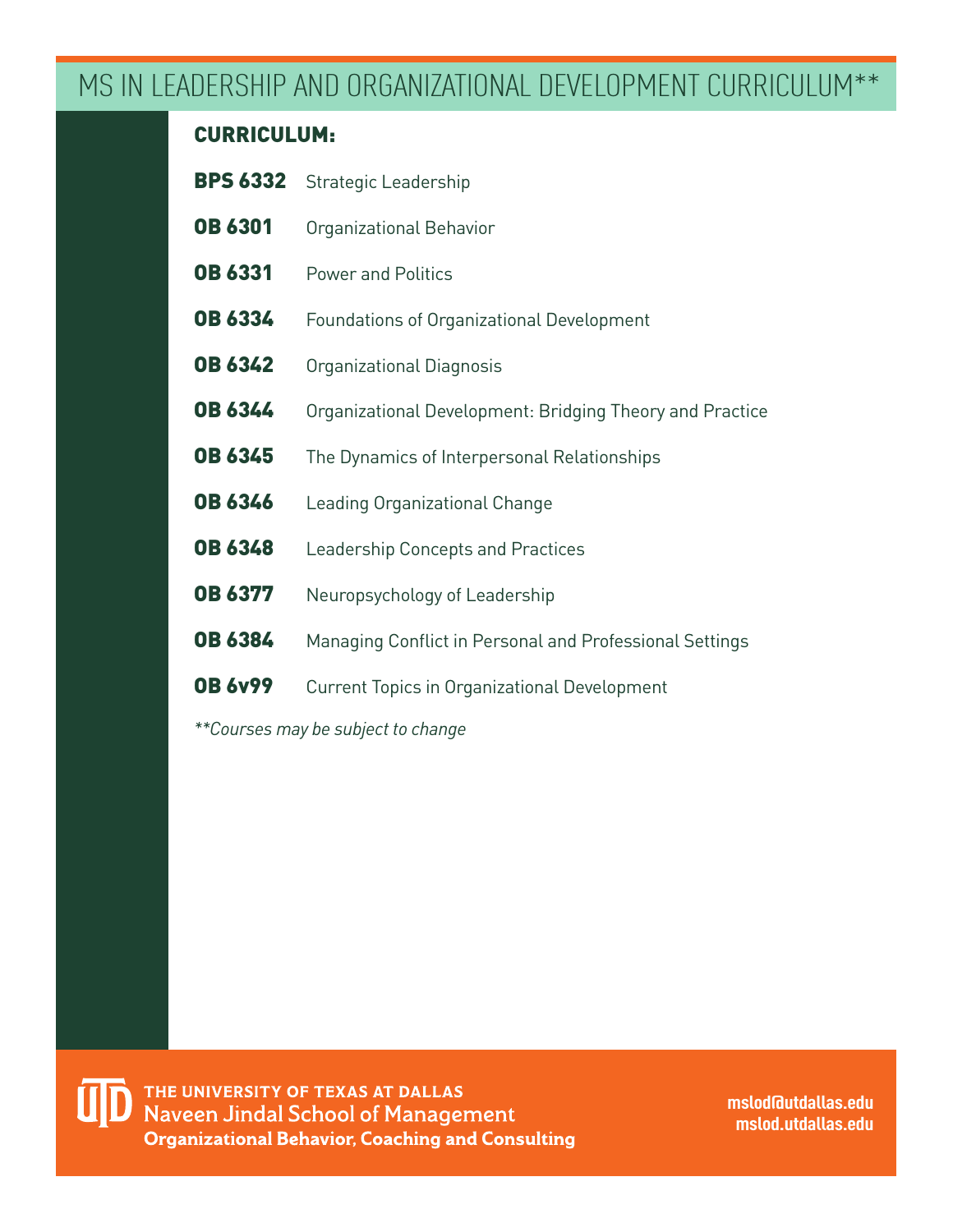# MS IN LEADERSHIP AND ORGANIZATIONAL DEVELOPMENT CURRICULUM**

## CURRICULUM:

**BPS 6332** Strategic Leadership

**OB 6301** Organizational Behavior

**OB 6331** Power and Politics

**OB 6334** Foundations of Organizational Development

**OB 6342** Organizational Diagnosis

**OB 6344** Organizational Development: Bridging Theory and Practice

**OB 6345** The Dynamics of Interpersonal Relationships

**OB 6346** Leading Organizational Change

**OB 6348** Leadership Concepts and Practices

**OB 6377** Neuropsychology of Leadership

**OB 6384** Managing Conflict in Personal and Professional Settings

**OB 6v99** Current Topics in Organizational Development

*\*\*Courses may be subject to change*

**THE UNIVERSITY OF TEXAS AT DALLAS**
Naveen Jindal School of Management
**Organizational Behavior, Coaching and Consulting**

**mslod@utdallas.edu**
**mslod.utdallas.edu**